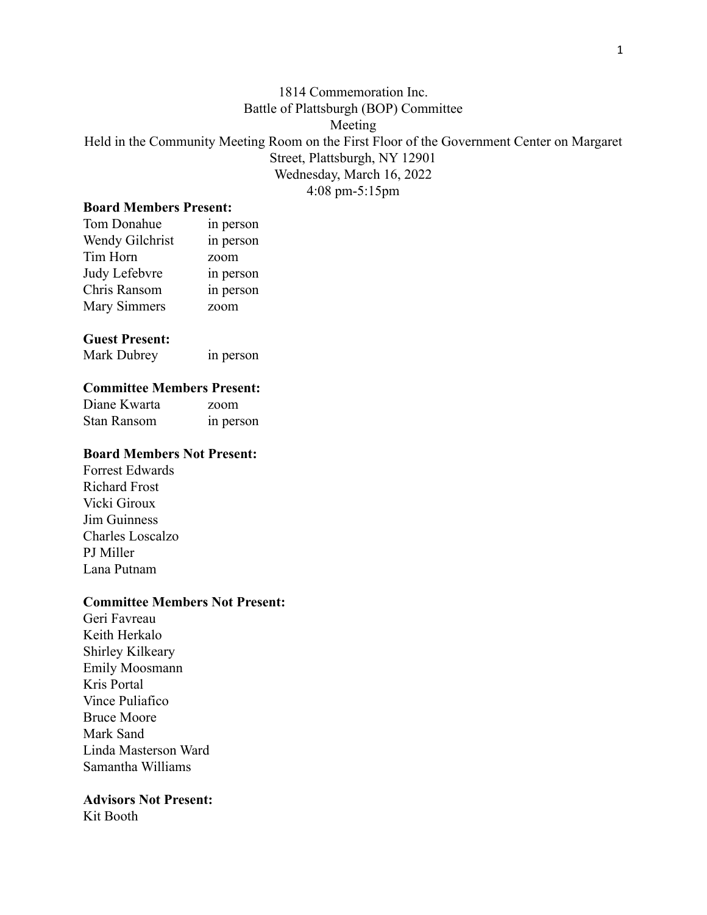1814 Commemoration Inc.
Battle of Plattsburgh (BOP) Committee
Meeting
Held in the Community Meeting Room on the First Floor of the Government Center on Margaret Street, Plattsburgh, NY 12901
Wednesday, March 16, 2022
4:08 pm-5:15pm

**Board Members Present:**

Tom Donahue in person
Wendy Gilchrist in person
Tim Horn zoom
Judy Lefebvre in person
Chris Ransom in person
Mary Simmers zoom

**Guest Present:**

Mark Dubrey in person

**Committee Members Present:**

Diane Kwarta zoom
Stan Ransom in person

**Board Members Not Present:**

Forrest Edwards
Richard Frost
Vicki Giroux
Jim Guinness
Charles Loscalzo
PJ Miller
Lana Putnam

**Committee Members Not Present:**

Geri Favreau
Keith Herkalo
Shirley Kilkeary
Emily Moosmann
Kris Portal
Vince Puliafico
Bruce Moore
Mark Sand
Linda Masterson Ward
Samantha Williams

**Advisors Not Present:**

Kit Booth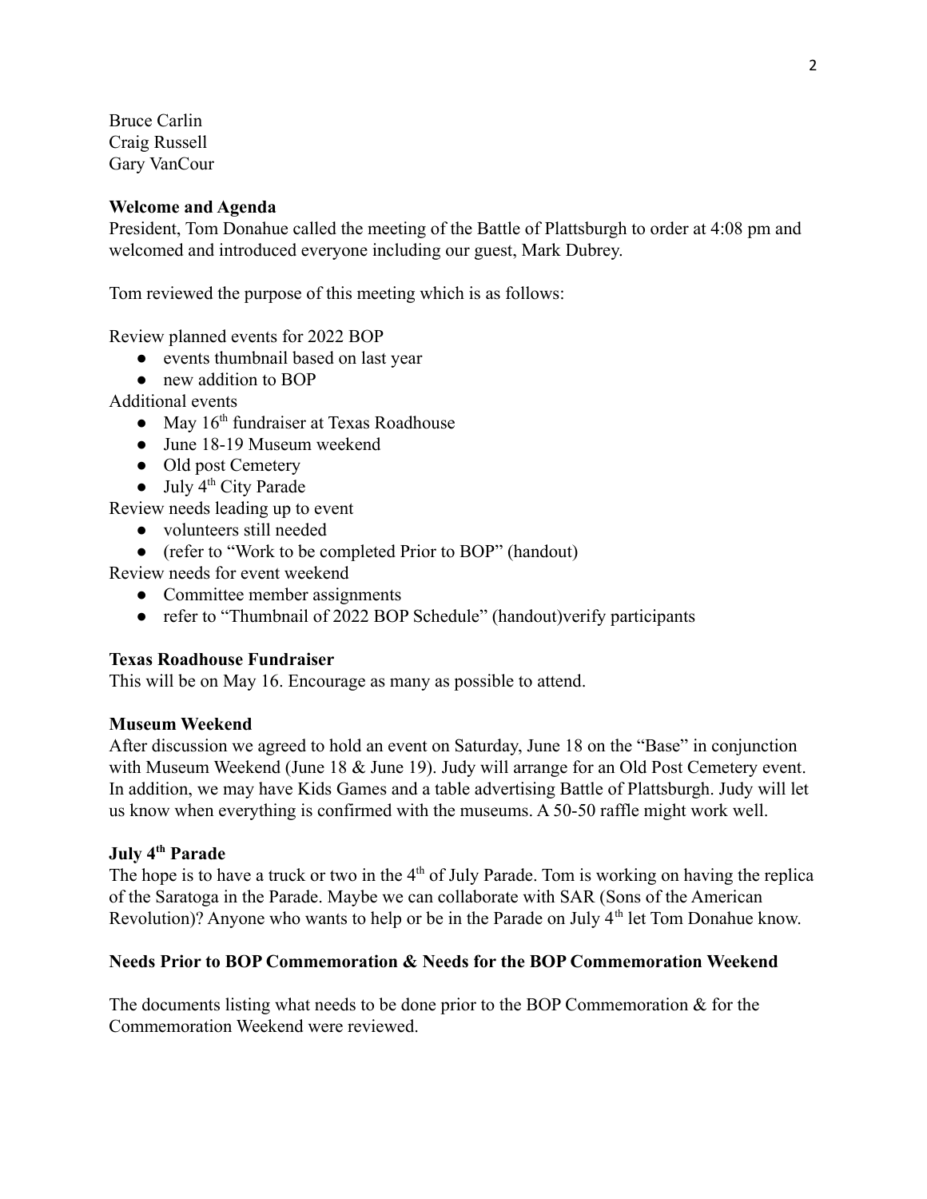Bruce Carlin
Craig Russell
Gary VanCour

**Welcome and Agenda**
President, Tom Donahue called the meeting of the Battle of Plattsburgh to order at 4:08 pm and welcomed and introduced everyone including our guest, Mark Dubrey.

Tom reviewed the purpose of this meeting which is as follows:

Review planned events for 2022 BOP
- events thumbnail based on last year
- new addition to BOP

Additional events
- May 16th fundraiser at Texas Roadhouse
- June 18-19 Museum weekend
- Old post Cemetery
- July 4th City Parade

Review needs leading up to event
- volunteers still needed
- (refer to "Work to be completed Prior to BOP" (handout)

Review needs for event weekend
- Committee member assignments
- refer to "Thumbnail of 2022 BOP Schedule" (handout)verify participants

**Texas Roadhouse Fundraiser**
This will be on May 16. Encourage as many as possible to attend.

**Museum Weekend**
After discussion we agreed to hold an event on Saturday, June 18 on the "Base" in conjunction with Museum Weekend (June 18 & June 19). Judy will arrange for an Old Post Cemetery event. In addition, we may have Kids Games and a table advertising Battle of Plattsburgh. Judy will let us know when everything is confirmed with the museums. A 50-50 raffle might work well.

**July 4th Parade**
The hope is to have a truck or two in the 4th of July Parade. Tom is working on having the replica of the Saratoga in the Parade. Maybe we can collaborate with SAR (Sons of the American Revolution)? Anyone who wants to help or be in the Parade on July 4th let Tom Donahue know.

**Needs Prior to BOP Commemoration & Needs for the BOP Commemoration Weekend**

The documents listing what needs to be done prior to the BOP Commemoration & for the Commemoration Weekend were reviewed.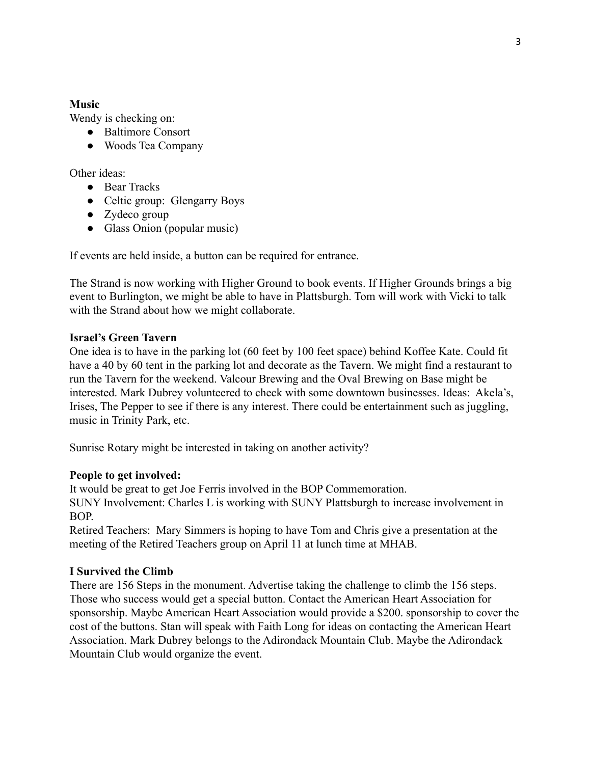**Music**

Wendy is checking on:

- Baltimore Consort
- Woods Tea Company

Other ideas:

- Bear Tracks
- Celtic group:  Glengarry Boys
- Zydeco group
- Glass Onion (popular music)

If events are held inside, a button can be required for entrance.

The Strand is now working with Higher Ground to book events. If Higher Grounds brings a big event to Burlington, we might be able to have in Plattsburgh. Tom will work with Vicki to talk with the Strand about how we might collaborate.

**Israel's Green Tavern**

One idea is to have in the parking lot (60 feet by 100 feet space) behind Koffee Kate. Could fit have a 40 by 60 tent in the parking lot and decorate as the Tavern. We might find a restaurant to run the Tavern for the weekend. Valcour Brewing and the Oval Brewing on Base might be interested. Mark Dubrey volunteered to check with some downtown businesses. Ideas:  Akela's, Irises, The Pepper to see if there is any interest. There could be entertainment such as juggling, music in Trinity Park, etc.

Sunrise Rotary might be interested in taking on another activity?

**People to get involved:**

It would be great to get Joe Ferris involved in the BOP Commemoration.
SUNY Involvement: Charles L is working with SUNY Plattsburgh to increase involvement in BOP.
Retired Teachers:  Mary Simmers is hoping to have Tom and Chris give a presentation at the meeting of the Retired Teachers group on April 11 at lunch time at MHAB.

**I Survived the Climb**

There are 156 Steps in the monument. Advertise taking the challenge to climb the 156 steps. Those who success would get a special button. Contact the American Heart Association for sponsorship. Maybe American Heart Association would provide a $200. sponsorship to cover the cost of the buttons. Stan will speak with Faith Long for ideas on contacting the American Heart Association. Mark Dubrey belongs to the Adirondack Mountain Club. Maybe the Adirondack Mountain Club would organize the event.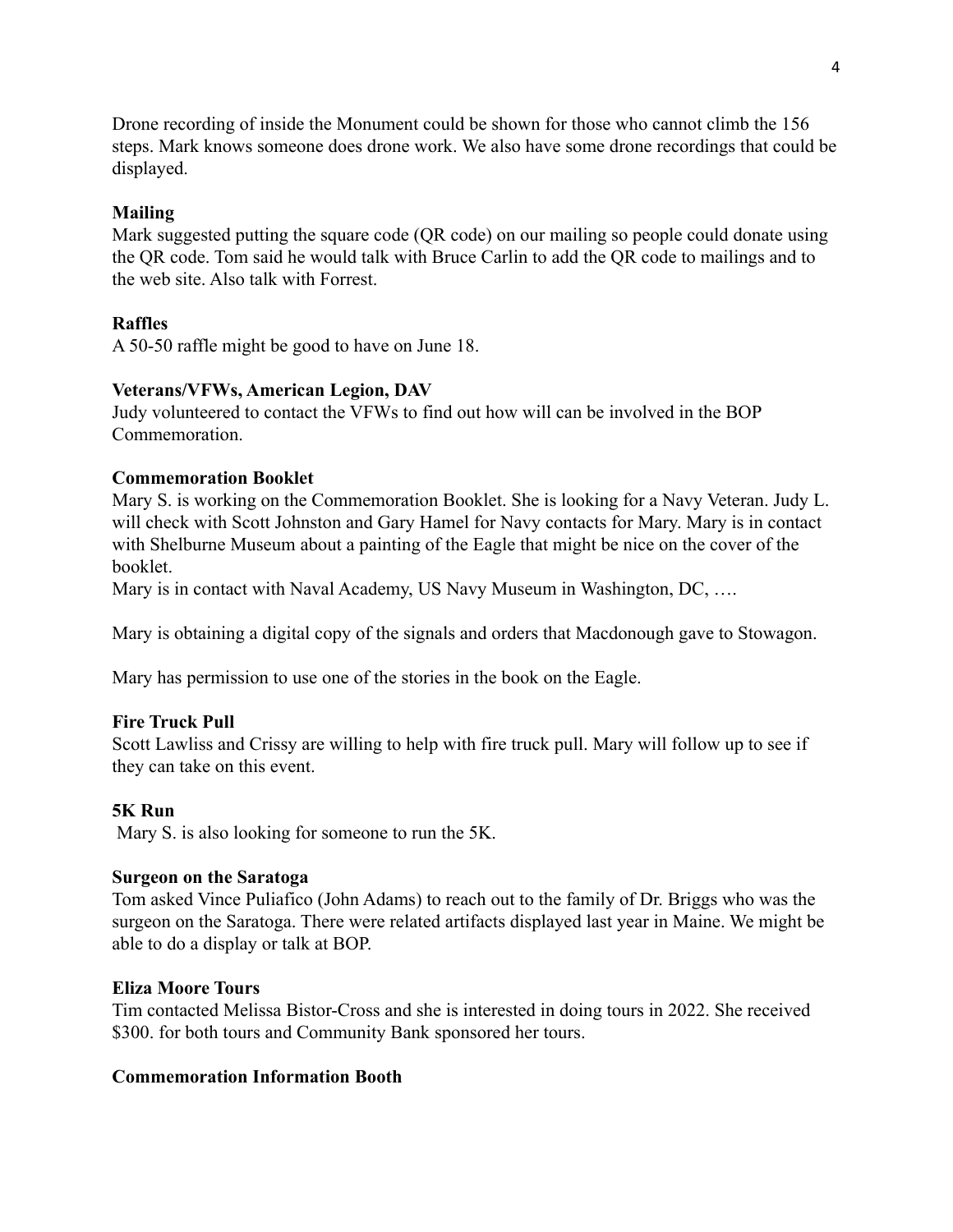Drone recording of inside the Monument could be shown for those who cannot climb the 156 steps. Mark knows someone does drone work. We also have some drone recordings that could be displayed.

**Mailing**

Mark suggested putting the square code (QR code) on our mailing so people could donate using the QR code. Tom said he would talk with Bruce Carlin to add the QR code to mailings and to the web site. Also talk with Forrest.

**Raffles**

A 50-50 raffle might be good to have on June 18.

**Veterans/VFWs, American Legion, DAV**

Judy volunteered to contact the VFWs to find out how will can be involved in the BOP Commemoration.

**Commemoration Booklet**

Mary S. is working on the Commemoration Booklet. She is looking for a Navy Veteran. Judy L. will check with Scott Johnston and Gary Hamel for Navy contacts for Mary. Mary is in contact with Shelburne Museum about a painting of the Eagle that might be nice on the cover of the booklet.

Mary is in contact with Naval Academy, US Navy Museum in Washington, DC, ….

Mary is obtaining a digital copy of the signals and orders that Macdonough gave to Stowagon.

Mary has permission to use one of the stories in the book on the Eagle.

**Fire Truck Pull**

Scott Lawliss and Crissy are willing to help with fire truck pull. Mary will follow up to see if they can take on this event.

**5K Run**

Mary S. is also looking for someone to run the 5K.

**Surgeon on the Saratoga**

Tom asked Vince Puliafico (John Adams) to reach out to the family of Dr. Briggs who was the surgeon on the Saratoga. There were related artifacts displayed last year in Maine. We might be able to do a display or talk at BOP.

**Eliza Moore Tours**

Tim contacted Melissa Bistor-Cross and she is interested in doing tours in 2022. She received $300. for both tours and Community Bank sponsored her tours.

**Commemoration Information Booth**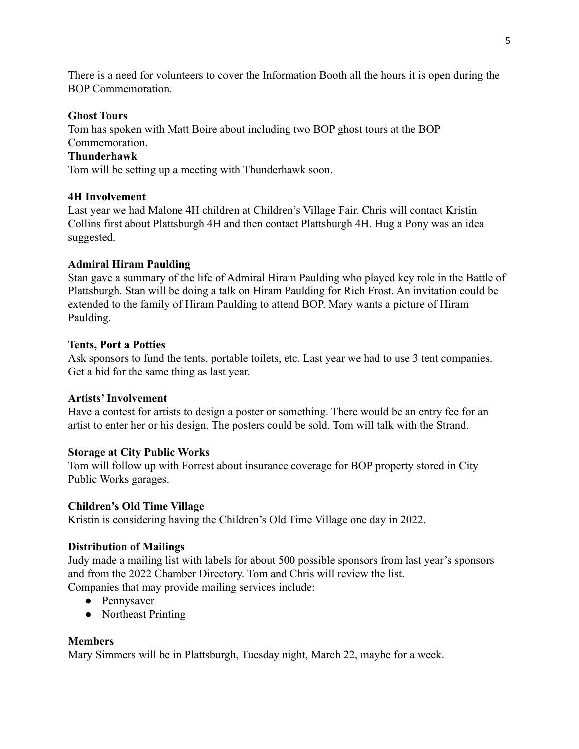There is a need for volunteers to cover the Information Booth all the hours it is open during the BOP Commemoration.

**Ghost Tours**

Tom has spoken with Matt Boire about including two BOP ghost tours at the BOP Commemoration.

**Thunderhawk**

Tom will be setting up a meeting with Thunderhawk soon.

**4H Involvement**

Last year we had Malone 4H children at Children's Village Fair. Chris will contact Kristin Collins first about Plattsburgh 4H and then contact Plattsburgh 4H. Hug a Pony was an idea suggested.

**Admiral Hiram Paulding**

Stan gave a summary of the life of Admiral Hiram Paulding who played key role in the Battle of Plattsburgh. Stan will be doing a talk on Hiram Paulding for Rich Frost. An invitation could be extended to the family of Hiram Paulding to attend BOP. Mary wants a picture of Hiram Paulding.

**Tents, Port a Potties**

Ask sponsors to fund the tents, portable toilets, etc. Last year we had to use 3 tent companies. Get a bid for the same thing as last year.

**Artists' Involvement**

Have a contest for artists to design a poster or something. There would be an entry fee for an artist to enter her or his design. The posters could be sold. Tom will talk with the Strand.

**Storage at City Public Works**

Tom will follow up with Forrest about insurance coverage for BOP property stored in City Public Works garages.

**Children's Old Time Village**

Kristin is considering having the Children's Old Time Village one day in 2022.

**Distribution of Mailings**

Judy made a mailing list with labels for about 500 possible sponsors from last year's sponsors and from the 2022 Chamber Directory. Tom and Chris will review the list.
Companies that may provide mailing services include:

- Pennysaver
- Northeast Printing

**Members**

Mary Simmers will be in Plattsburgh, Tuesday night, March 22, maybe for a week.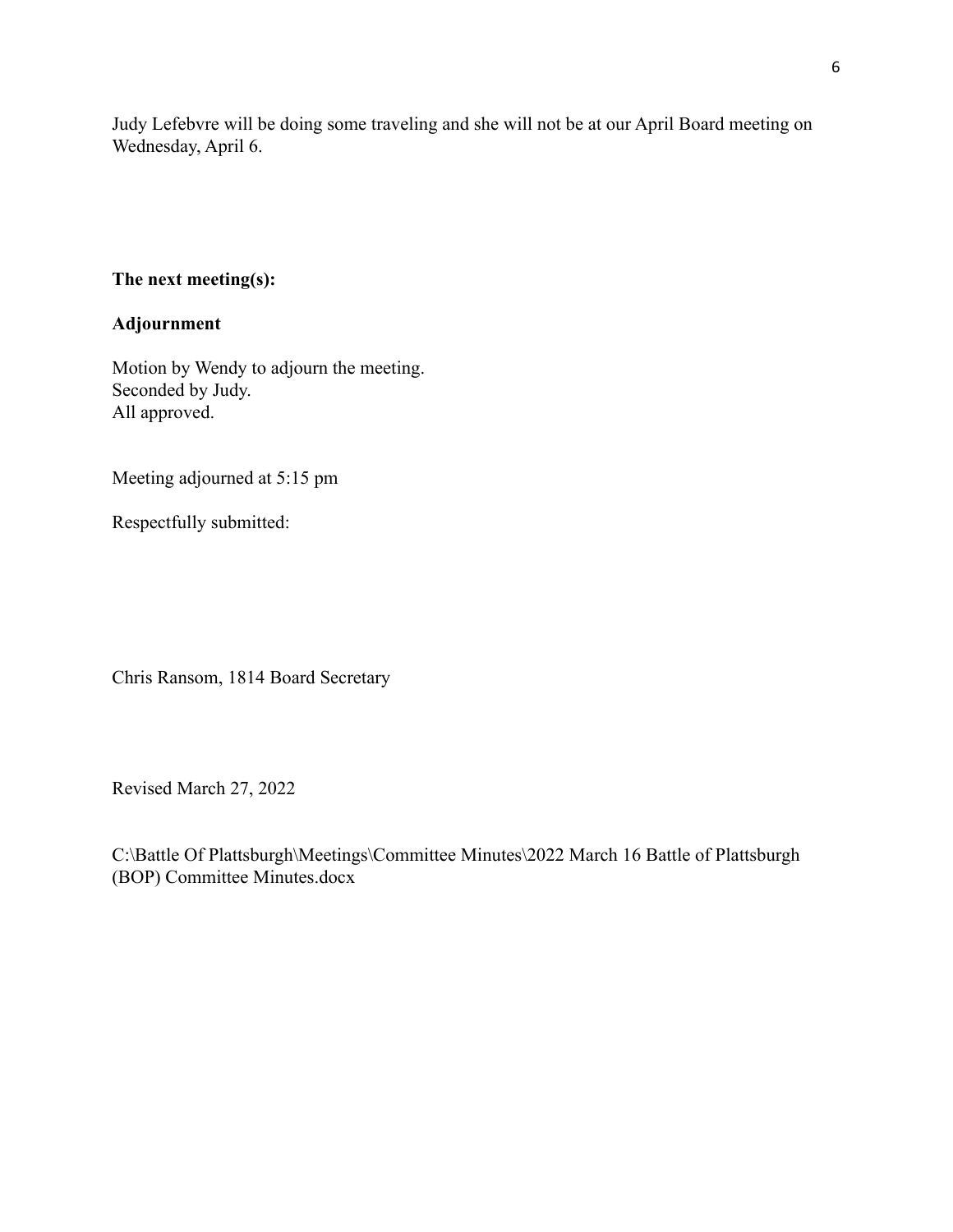Judy Lefebvre will be doing some traveling and she will not be at our April Board meeting on Wednesday, April 6.

**The next meeting(s):**

**Adjournment**

Motion by Wendy to adjourn the meeting.
Seconded by Judy.
All approved.

Meeting adjourned at 5:15 pm

Respectfully submitted:

Chris Ransom, 1814 Board Secretary

Revised March 27, 2022

C:\Battle Of Plattsburgh\Meetings\Committee Minutes\2022 March 16 Battle of Plattsburgh (BOP) Committee Minutes.docx